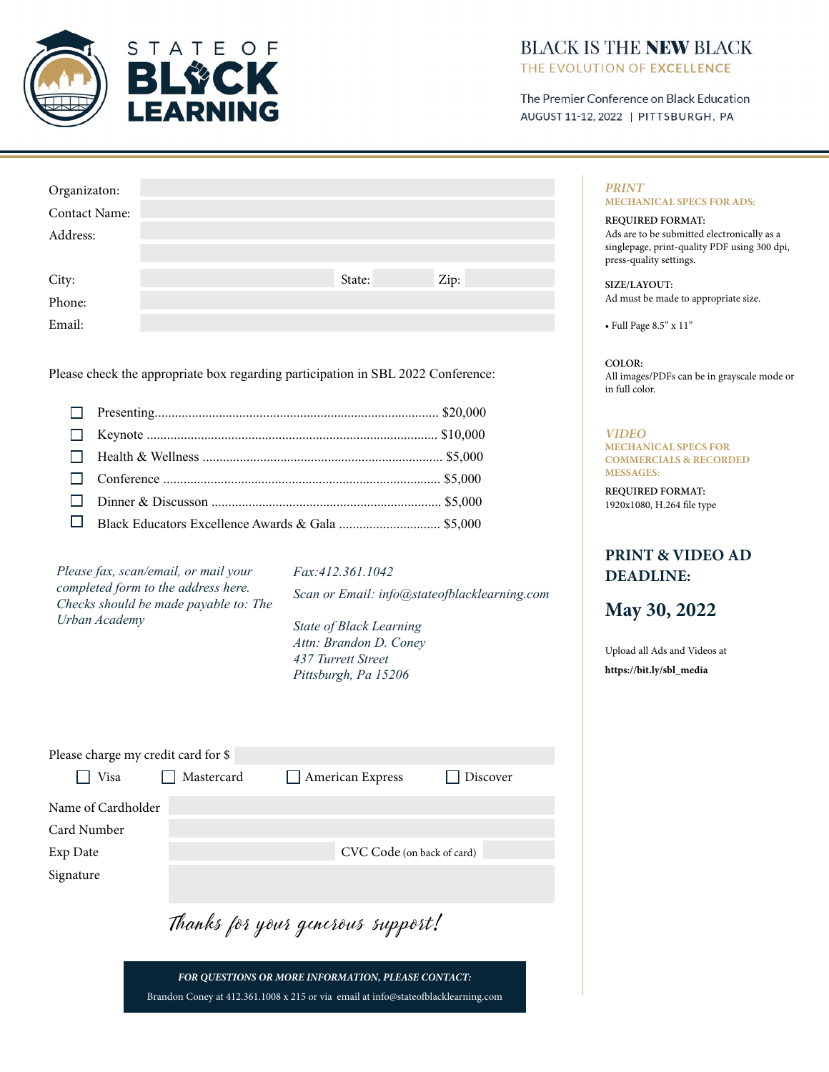# STATE OF BLACK LEARNING

## BLACK IS THE NEW BLACK

THE EVOLUTION OF EXCELLENCE

The Premier Conference on Black Education

AUGUST 11-12, 2022 | PITTSBURGH, PA

---

Organizaton:

Contact Name:

Address:

City: State: Zip:

Phone:

Email:

Please check the appropriate box regarding participation in SBL 2022 Conference:

- ☐ Presenting.................................................................................... $20,000
- ☐ Keynote ..................................................................................... $10,000
- ☐ Health & Wellness ...................................................................... $5,000
- ☐ Conference ................................................................................. $5,000
- ☐ Dinner & Discusson ................................................................... $5,000
- ☐ Black Educators Excellence Awards & Gala .............................. $5,000

*Please fax, scan/email, or mail your completed form to the address here. Checks should be made payable to: The Urban Academy*

*Fax:412.361.1042*

*Scan or Email: info@stateofblacklearning.com*

*State of Black Learning*
*Attn: Brandon D. Coney*
*437 Turrett Street*
*Pittsburgh, Pa 15206*

Please charge my credit card for $

☐ Visa ☐ Mastercard ☐ American Express ☐ Discover

Name of Cardholder

Card Number

Exp Date CVC Code (on back of card)

Signature

*Thanks for your generous support!*

***FOR QUESTIONS OR MORE INFORMATION, PLEASE CONTACT:***

Brandon Coney at 412.361.1008 x 215 or via email at info@stateofblacklearning.com

---

### *PRINT*

**MECHANICAL SPECS FOR ADS:**

**REQUIRED FORMAT:**
Ads are to be submitted electronically as a singlepage, print-quality PDF using 300 dpi, press-quality settings.

**SIZE/LAYOUT:**
Ad must be made to appropriate size.

- Full Page 8.5" x 11"

**COLOR:**
All images/PDFs can be in grayscale mode or in full color.

### *VIDEO*

**MECHANICAL SPECS FOR COMMERCIALS & RECORDED MESSAGES:**

**REQUIRED FORMAT:**
1920x1080, H.264 file type

### PRINT & VIDEO AD DEADLINE:

## May 30, 2022

Upload all Ads and Videos at **https://bit.ly/sbl_media**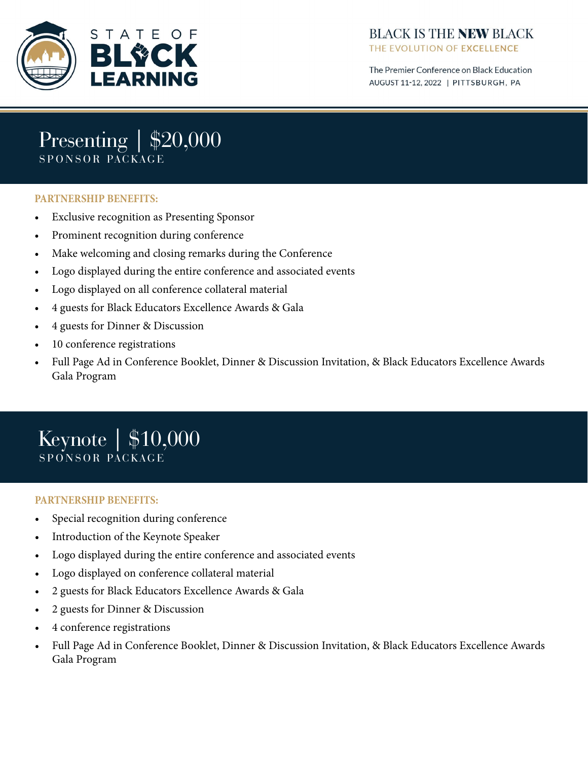# STATE OF BLACK LEARNING

BLACK IS THE **NEW** BLACK
THE EVOLUTION OF **EXCELLENCE**

The Premier Conference on Black Education
AUGUST 11-12, 2022 | PITTSBURGH, PA

## Presenting | $20,000
SPONSOR PACKAGE

**PARTNERSHIP BENEFITS:**

- Exclusive recognition as Presenting Sponsor
- Prominent recognition during conference
- Make welcoming and closing remarks during the Conference
- Logo displayed during the entire conference and associated events
- Logo displayed on all conference collateral material
- 4 guests for Black Educators Excellence Awards & Gala
- 4 guests for Dinner & Discussion
- 10 conference registrations
- Full Page Ad in Conference Booklet, Dinner & Discussion Invitation, & Black Educators Excellence Awards Gala Program

## Keynote | $10,000
SPONSOR PACKAGE

**PARTNERSHIP BENEFITS:**

- Special recognition during conference
- Introduction of the Keynote Speaker
- Logo displayed during the entire conference and associated events
- Logo displayed on conference collateral material
- 2 guests for Black Educators Excellence Awards & Gala
- 2 guests for Dinner & Discussion
- 4 conference registrations
- Full Page Ad in Conference Booklet, Dinner & Discussion Invitation, & Black Educators Excellence Awards Gala Program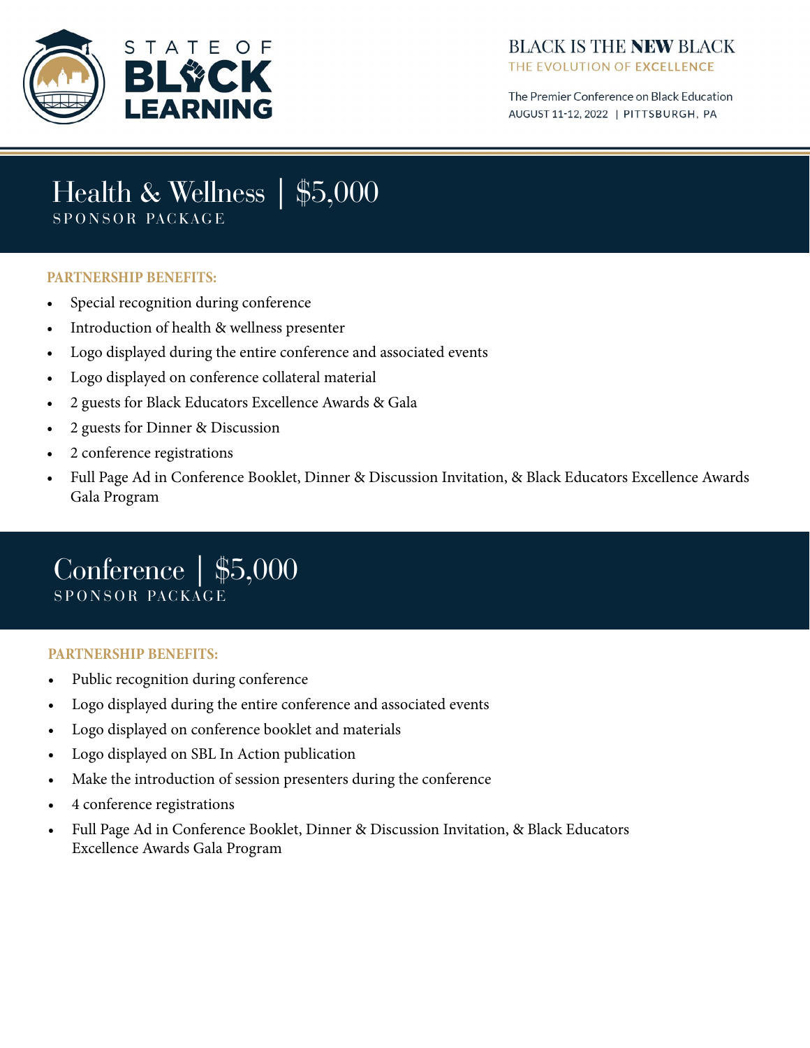# Health & Wellness | $5,000
SPONSOR PACKAGE

**PARTNERSHIP BENEFITS:**

- Special recognition during conference
- Introduction of health & wellness presenter
- Logo displayed during the entire conference and associated events
- Logo displayed on conference collateral material
- 2 guests for Black Educators Excellence Awards & Gala
- 2 guests for Dinner & Discussion
- 2 conference registrations
- Full Page Ad in Conference Booklet, Dinner & Discussion Invitation, & Black Educators Excellence Awards Gala Program

# Conference | $5,000
SPONSOR PACKAGE

**PARTNERSHIP BENEFITS:**

- Public recognition during conference
- Logo displayed during the entire conference and associated events
- Logo displayed on conference booklet and materials
- Logo displayed on SBL In Action publication
- Make the introduction of session presenters during the conference
- 4 conference registrations
- Full Page Ad in Conference Booklet, Dinner & Discussion Invitation, & Black Educators Excellence Awards Gala Program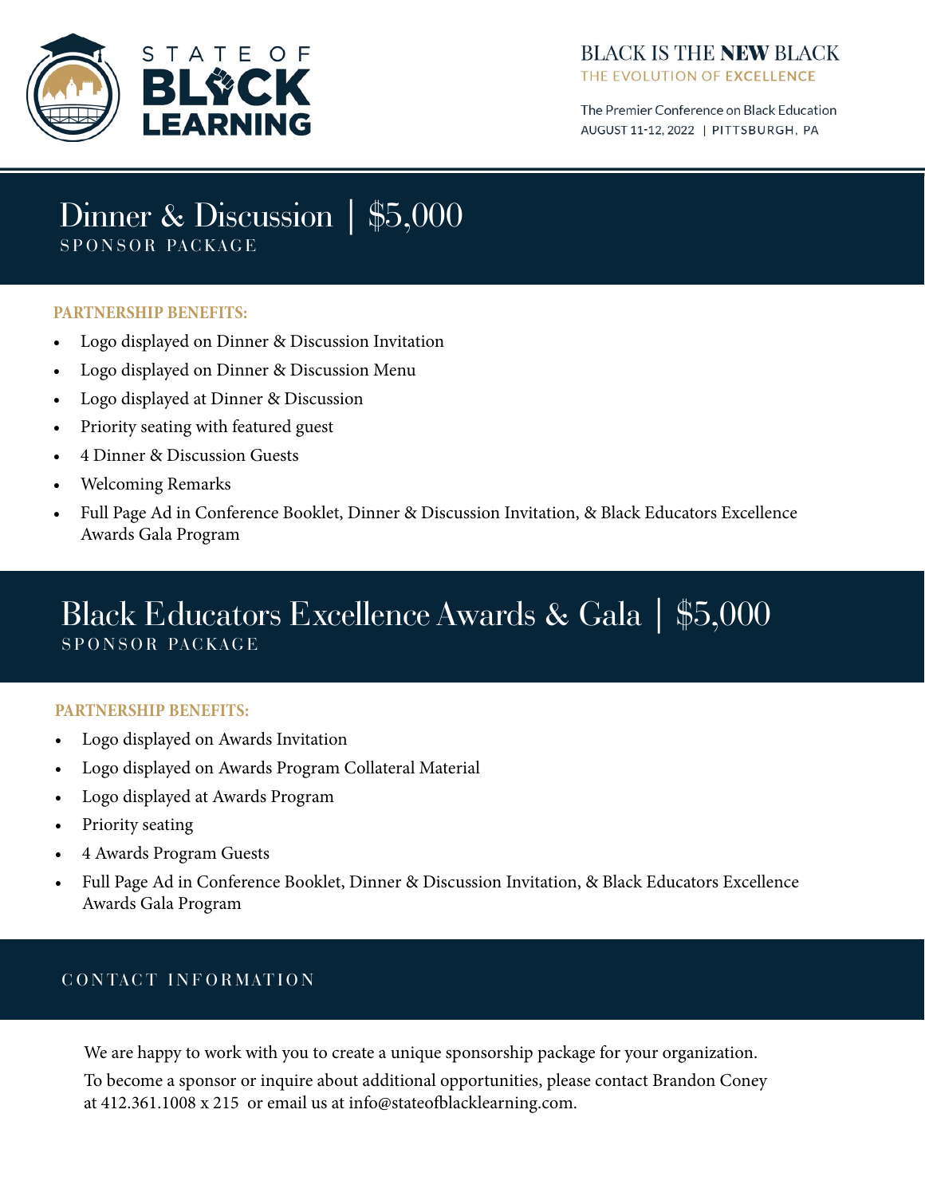STATE OF BLACK LEARNING

BLACK IS THE **NEW** BLACK
THE EVOLUTION OF EXCELLENCE

The Premier Conference on Black Education
AUGUST 11-12, 2022 | PITTSBURGH, PA

# Dinner & Discussion | $5,000
SPONSOR PACKAGE

**PARTNERSHIP BENEFITS:**

- Logo displayed on Dinner & Discussion Invitation
- Logo displayed on Dinner & Discussion Menu
- Logo displayed at Dinner & Discussion
- Priority seating with featured guest
- 4 Dinner & Discussion Guests
- Welcoming Remarks
- Full Page Ad in Conference Booklet, Dinner & Discussion Invitation, & Black Educators Excellence Awards Gala Program

# Black Educators Excellence Awards & Gala | $5,000
SPONSOR PACKAGE

**PARTNERSHIP BENEFITS:**

- Logo displayed on Awards Invitation
- Logo displayed on Awards Program Collateral Material
- Logo displayed at Awards Program
- Priority seating
- 4 Awards Program Guests
- Full Page Ad in Conference Booklet, Dinner & Discussion Invitation, & Black Educators Excellence Awards Gala Program

## CONTACT INFORMATION

We are happy to work with you to create a unique sponsorship package for your organization.

To become a sponsor or inquire about additional opportunities, please contact Brandon Coney at 412.361.1008 x 215 or email us at info@stateofblacklearning.com.